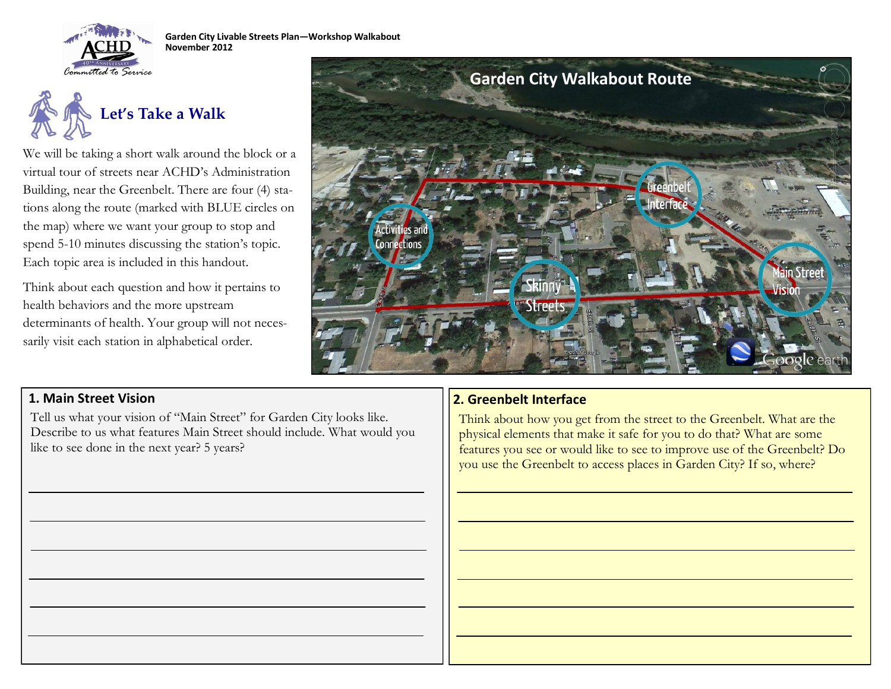**Garden City Livable Streets Plan—Workshop Walkabout**
**November 2012**

## Let's Take a Walk

We will be taking a short walk around the block or a virtual tour of streets near ACHD's Administration Building, near the Greenbelt. There are four (4) stations along the route (marked with BLUE circles on the map) where we want your group to stop and spend 5-10 minutes discussing the station's topic. Each topic area is included in this handout.

Think about each question and how it pertains to health behaviors and the more upstream determinants of health. Your group will not necessarily visit each station in alphabetical order.

**Garden City Walkabout Route**

## 1. Main Street Vision

Tell us what your vision of "Main Street" for Garden City looks like. Describe to us what features Main Street should include. What would you like to see done in the next year? 5 years?

______________________________________________

______________________________________________

______________________________________________

______________________________________________

______________________________________________

______________________________________________

## 2. Greenbelt Interface

Think about how you get from the street to the Greenbelt. What are the physical elements that make it safe for you to do that? What are some features you see or would like to see to improve use of the Greenbelt? Do you use the Greenbelt to access places in Garden City? If so, where?

______________________________________________

______________________________________________

______________________________________________

______________________________________________

______________________________________________

______________________________________________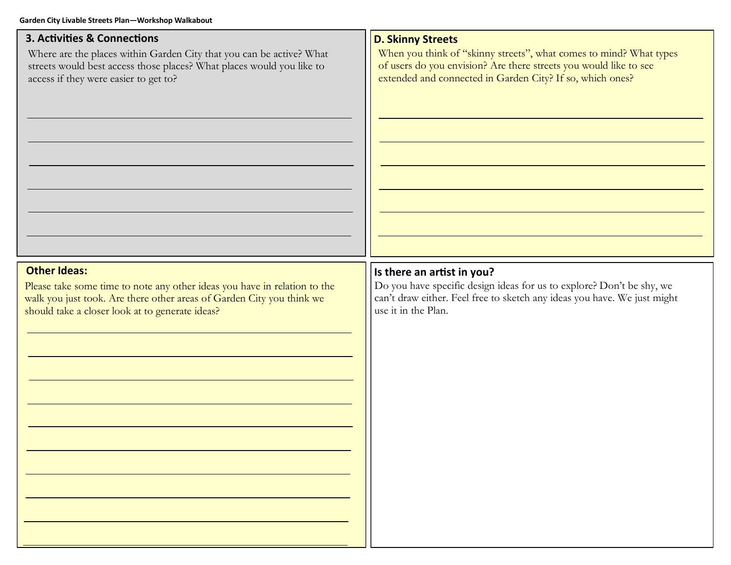## 3. Activities & Connections

Where are the places within Garden City that you can be active? What streets would best access those places? What places would you like to access if they were easier to get to?

## D. Skinny Streets

When you think of "skinny streets", what comes to mind? What types of users do you envision? Are there streets you would like to see extended and connected in Garden City? If so, which ones?

## Other Ideas:

Please take some time to note any other ideas you have in relation to the walk you just took. Are there other areas of Garden City you think we should take a closer look at to generate ideas?

## Is there an artist in you?

Do you have specific design ideas for us to explore? Don't be shy, we can't draw either. Feel free to sketch any ideas you have. We just might use it in the Plan.